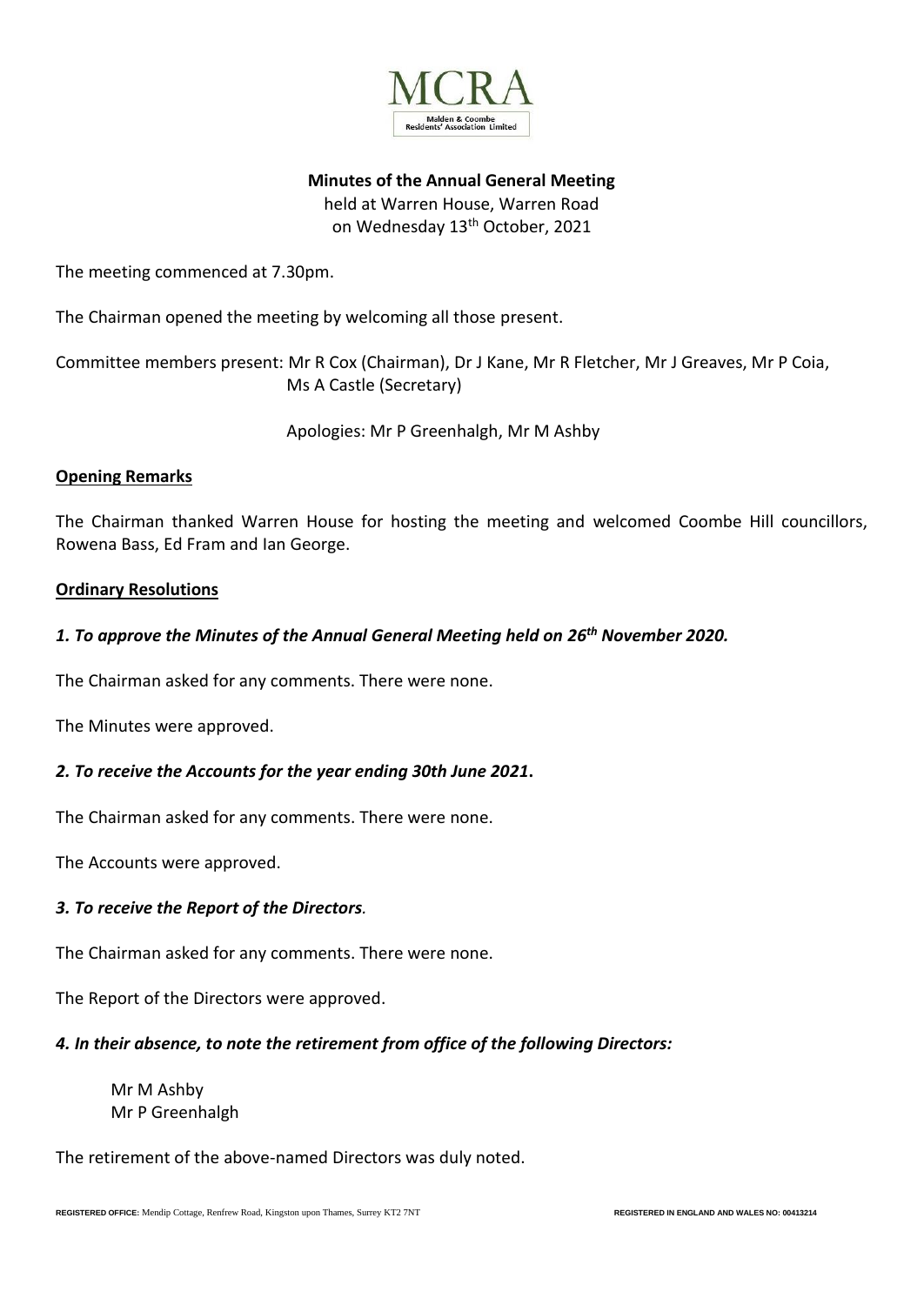MCRA

Malden & Coombe Residents' Association Limited

**Minutes of the Annual General Meeting**

held at Warren House, Warren Road
on Wednesday 13th October, 2021

The meeting commenced at 7.30pm.

The Chairman opened the meeting by welcoming all those present.

Committee members present: Mr R Cox (Chairman), Dr J Kane, Mr R Fletcher, Mr J Greaves, Mr P Coia, Ms A Castle (Secretary)

Apologies: Mr P Greenhalgh, Mr M Ashby

**Opening Remarks**

The Chairman thanked Warren House for hosting the meeting and welcomed Coombe Hill councillors, Rowena Bass, Ed Fram and Ian George.

**Ordinary Resolutions**

***1. To approve the Minutes of the Annual General Meeting held on 26th November 2020.***

The Chairman asked for any comments. There were none.

The Minutes were approved.

***2. To receive the Accounts for the year ending 30th June 2021*.**

The Chairman asked for any comments. There were none.

The Accounts were approved.

***3. To receive the Report of the Directors*.**

The Chairman asked for any comments. There were none.

The Report of the Directors were approved.

***4. In their absence, to note the retirement from office of the following Directors:***

Mr M Ashby
Mr P Greenhalgh

The retirement of the above-named Directors was duly noted.

**REGISTERED OFFICE:** Mendip Cottage, Renfrew Road, Kingston upon Thames, Surrey KT2 7NT **REGISTERED IN ENGLAND AND WALES NO: 00413214**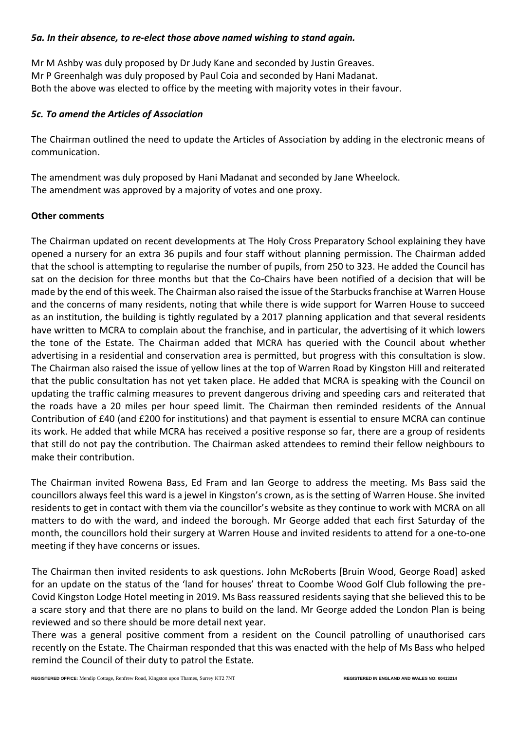### *5a. In their absence, to re-elect those above named wishing to stand again.*

Mr M Ashby was duly proposed by Dr Judy Kane and seconded by Justin Greaves.
Mr P Greenhalgh was duly proposed by Paul Coia and seconded by Hani Madanat.
Both the above was elected to office by the meeting with majority votes in their favour.

### *5c. To amend the Articles of Association*

The Chairman outlined the need to update the Articles of Association by adding in the electronic means of communication.

The amendment was duly proposed by Hani Madanat and seconded by Jane Wheelock.
The amendment was approved by a majority of votes and one proxy.

**Other comments**

The Chairman updated on recent developments at The Holy Cross Preparatory School explaining they have opened a nursery for an extra 36 pupils and four staff without planning permission. The Chairman added that the school is attempting to regularise the number of pupils, from 250 to 323. He added the Council has sat on the decision for three months but that the Co-Chairs have been notified of a decision that will be made by the end of this week. The Chairman also raised the issue of the Starbucks franchise at Warren House and the concerns of many residents, noting that while there is wide support for Warren House to succeed as an institution, the building is tightly regulated by a 2017 planning application and that several residents have written to MCRA to complain about the franchise, and in particular, the advertising of it which lowers the tone of the Estate. The Chairman added that MCRA has queried with the Council about whether advertising in a residential and conservation area is permitted, but progress with this consultation is slow. The Chairman also raised the issue of yellow lines at the top of Warren Road by Kingston Hill and reiterated that the public consultation has not yet taken place. He added that MCRA is speaking with the Council on updating the traffic calming measures to prevent dangerous driving and speeding cars and reiterated that the roads have a 20 miles per hour speed limit. The Chairman then reminded residents of the Annual Contribution of £40 (and £200 for institutions) and that payment is essential to ensure MCRA can continue its work. He added that while MCRA has received a positive response so far, there are a group of residents that still do not pay the contribution. The Chairman asked attendees to remind their fellow neighbours to make their contribution.

The Chairman invited Rowena Bass, Ed Fram and Ian George to address the meeting. Ms Bass said the councillors always feel this ward is a jewel in Kingston's crown, as is the setting of Warren House. She invited residents to get in contact with them via the councillor's website as they continue to work with MCRA on all matters to do with the ward, and indeed the borough. Mr George added that each first Saturday of the month, the councillors hold their surgery at Warren House and invited residents to attend for a one-to-one meeting if they have concerns or issues.

The Chairman then invited residents to ask questions. John McRoberts [Bruin Wood, George Road] asked for an update on the status of the 'land for houses' threat to Coombe Wood Golf Club following the pre-Covid Kingston Lodge Hotel meeting in 2019. Ms Bass reassured residents saying that she believed this to be a scare story and that there are no plans to build on the land. Mr George added the London Plan is being reviewed and so there should be more detail next year.
There was a general positive comment from a resident on the Council patrolling of unauthorised cars recently on the Estate. The Chairman responded that this was enacted with the help of Ms Bass who helped remind the Council of their duty to patrol the Estate.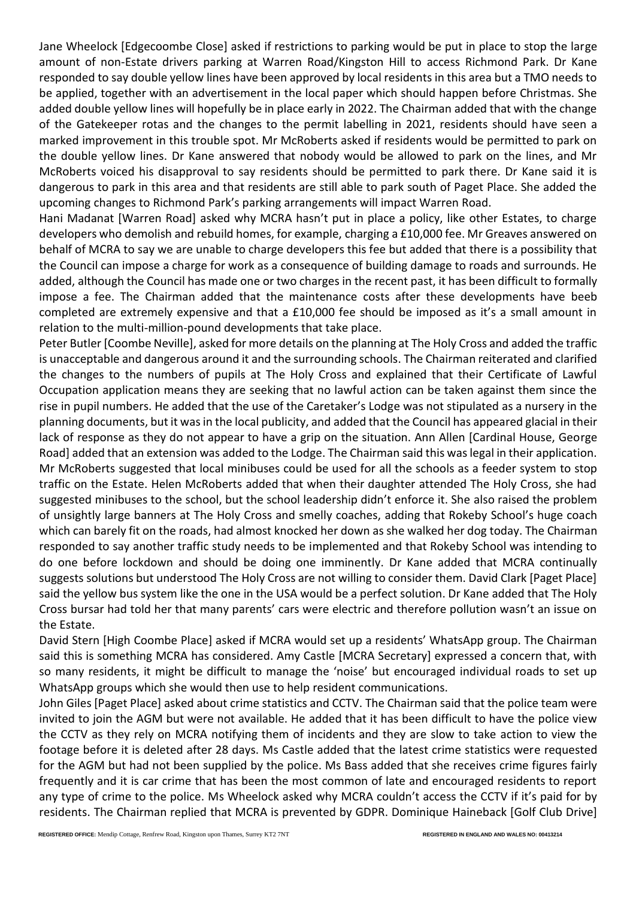Jane Wheelock [Edgecoombe Close] asked if restrictions to parking would be put in place to stop the large amount of non-Estate drivers parking at Warren Road/Kingston Hill to access Richmond Park. Dr Kane responded to say double yellow lines have been approved by local residents in this area but a TMO needs to be applied, together with an advertisement in the local paper which should happen before Christmas. She added double yellow lines will hopefully be in place early in 2022. The Chairman added that with the change of the Gatekeeper rotas and the changes to the permit labelling in 2021, residents should have seen a marked improvement in this trouble spot. Mr McRoberts asked if residents would be permitted to park on the double yellow lines. Dr Kane answered that nobody would be allowed to park on the lines, and Mr McRoberts voiced his disapproval to say residents should be permitted to park there. Dr Kane said it is dangerous to park in this area and that residents are still able to park south of Paget Place. She added the upcoming changes to Richmond Park's parking arrangements will impact Warren Road.

Hani Madanat [Warren Road] asked why MCRA hasn't put in place a policy, like other Estates, to charge developers who demolish and rebuild homes, for example, charging a £10,000 fee. Mr Greaves answered on behalf of MCRA to say we are unable to charge developers this fee but added that there is a possibility that the Council can impose a charge for work as a consequence of building damage to roads and surrounds. He added, although the Council has made one or two charges in the recent past, it has been difficult to formally impose a fee. The Chairman added that the maintenance costs after these developments have beeb completed are extremely expensive and that a £10,000 fee should be imposed as it's a small amount in relation to the multi-million-pound developments that take place.

Peter Butler [Coombe Neville], asked for more details on the planning at The Holy Cross and added the traffic is unacceptable and dangerous around it and the surrounding schools. The Chairman reiterated and clarified the changes to the numbers of pupils at The Holy Cross and explained that their Certificate of Lawful Occupation application means they are seeking that no lawful action can be taken against them since the rise in pupil numbers. He added that the use of the Caretaker's Lodge was not stipulated as a nursery in the planning documents, but it was in the local publicity, and added that the Council has appeared glacial in their lack of response as they do not appear to have a grip on the situation. Ann Allen [Cardinal House, George Road] added that an extension was added to the Lodge. The Chairman said this was legal in their application. Mr McRoberts suggested that local minibuses could be used for all the schools as a feeder system to stop traffic on the Estate. Helen McRoberts added that when their daughter attended The Holy Cross, she had suggested minibuses to the school, but the school leadership didn't enforce it. She also raised the problem of unsightly large banners at The Holy Cross and smelly coaches, adding that Rokeby School's huge coach which can barely fit on the roads, had almost knocked her down as she walked her dog today. The Chairman responded to say another traffic study needs to be implemented and that Rokeby School was intending to do one before lockdown and should be doing one imminently. Dr Kane added that MCRA continually suggests solutions but understood The Holy Cross are not willing to consider them. David Clark [Paget Place] said the yellow bus system like the one in the USA would be a perfect solution. Dr Kane added that The Holy Cross bursar had told her that many parents' cars were electric and therefore pollution wasn't an issue on the Estate.

David Stern [High Coombe Place] asked if MCRA would set up a residents' WhatsApp group. The Chairman said this is something MCRA has considered. Amy Castle [MCRA Secretary] expressed a concern that, with so many residents, it might be difficult to manage the 'noise' but encouraged individual roads to set up WhatsApp groups which she would then use to help resident communications.

John Giles [Paget Place] asked about crime statistics and CCTV. The Chairman said that the police team were invited to join the AGM but were not available. He added that it has been difficult to have the police view the CCTV as they rely on MCRA notifying them of incidents and they are slow to take action to view the footage before it is deleted after 28 days. Ms Castle added that the latest crime statistics were requested for the AGM but had not been supplied by the police. Ms Bass added that she receives crime figures fairly frequently and it is car crime that has been the most common of late and encouraged residents to report any type of crime to the police. Ms Wheelock asked why MCRA couldn't access the CCTV if it's paid for by residents. The Chairman replied that MCRA is prevented by GDPR. Dominique Haineback [Golf Club Drive]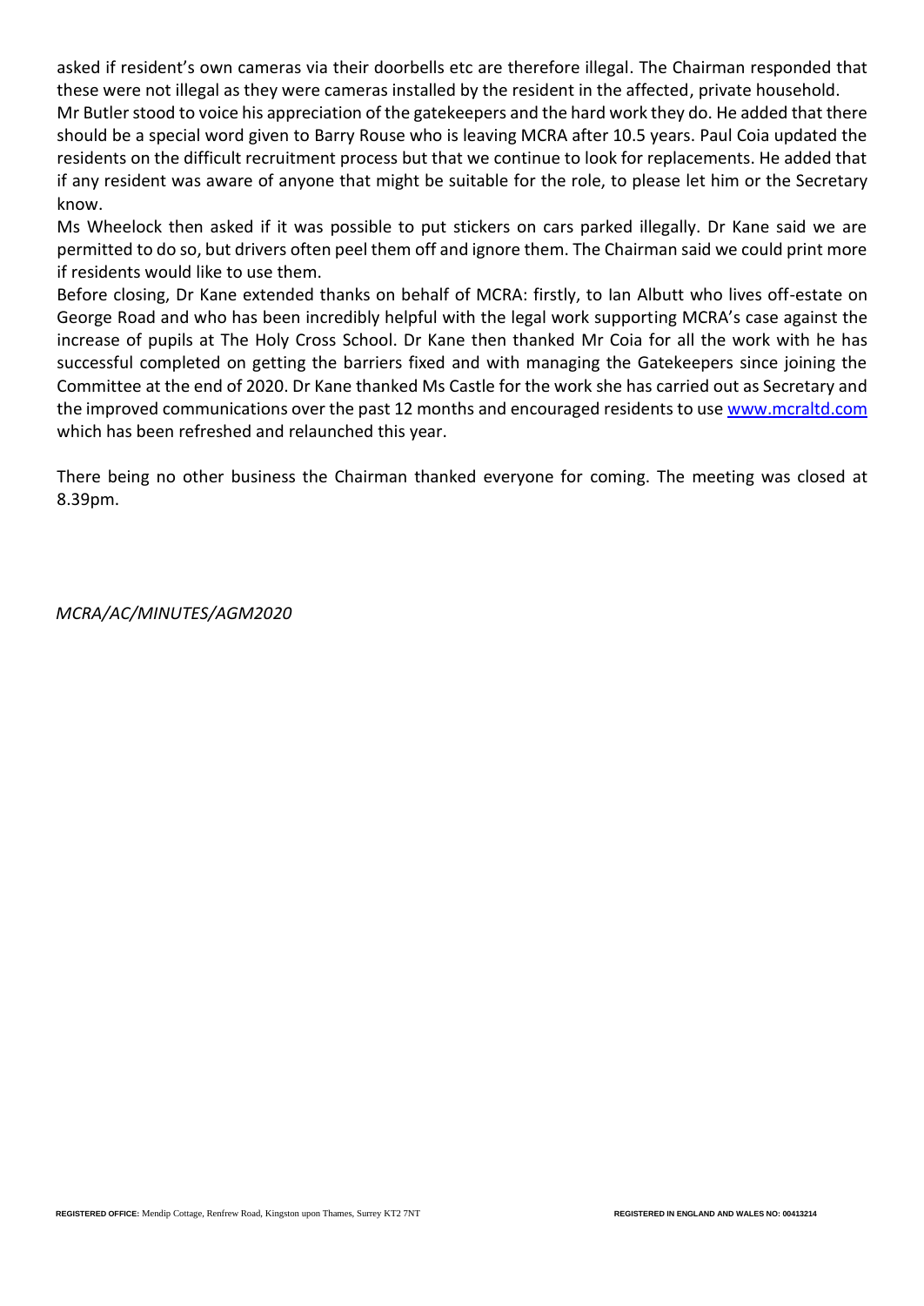asked if resident's own cameras via their doorbells etc are therefore illegal. The Chairman responded that these were not illegal as they were cameras installed by the resident in the affected, private household.

Mr Butler stood to voice his appreciation of the gatekeepers and the hard work they do. He added that there should be a special word given to Barry Rouse who is leaving MCRA after 10.5 years. Paul Coia updated the residents on the difficult recruitment process but that we continue to look for replacements. He added that if any resident was aware of anyone that might be suitable for the role, to please let him or the Secretary know.

Ms Wheelock then asked if it was possible to put stickers on cars parked illegally. Dr Kane said we are permitted to do so, but drivers often peel them off and ignore them. The Chairman said we could print more if residents would like to use them.

Before closing, Dr Kane extended thanks on behalf of MCRA: firstly, to Ian Albutt who lives off-estate on George Road and who has been incredibly helpful with the legal work supporting MCRA's case against the increase of pupils at The Holy Cross School. Dr Kane then thanked Mr Coia for all the work with he has successful completed on getting the barriers fixed and with managing the Gatekeepers since joining the Committee at the end of 2020. Dr Kane thanked Ms Castle for the work she has carried out as Secretary and the improved communications over the past 12 months and encouraged residents to use [www.mcraltd.com](http://www.mcraltd.com) which has been refreshed and relaunched this year.

There being no other business the Chairman thanked everyone for coming. The meeting was closed at 8.39pm.

*MCRA/AC/MINUTES/AGM2020*

**REGISTERED OFFICE:** Mendip Cottage, Renfrew Road, Kingston upon Thames, Surrey KT2 7NT **REGISTERED IN ENGLAND AND WALES NO: 00413214**